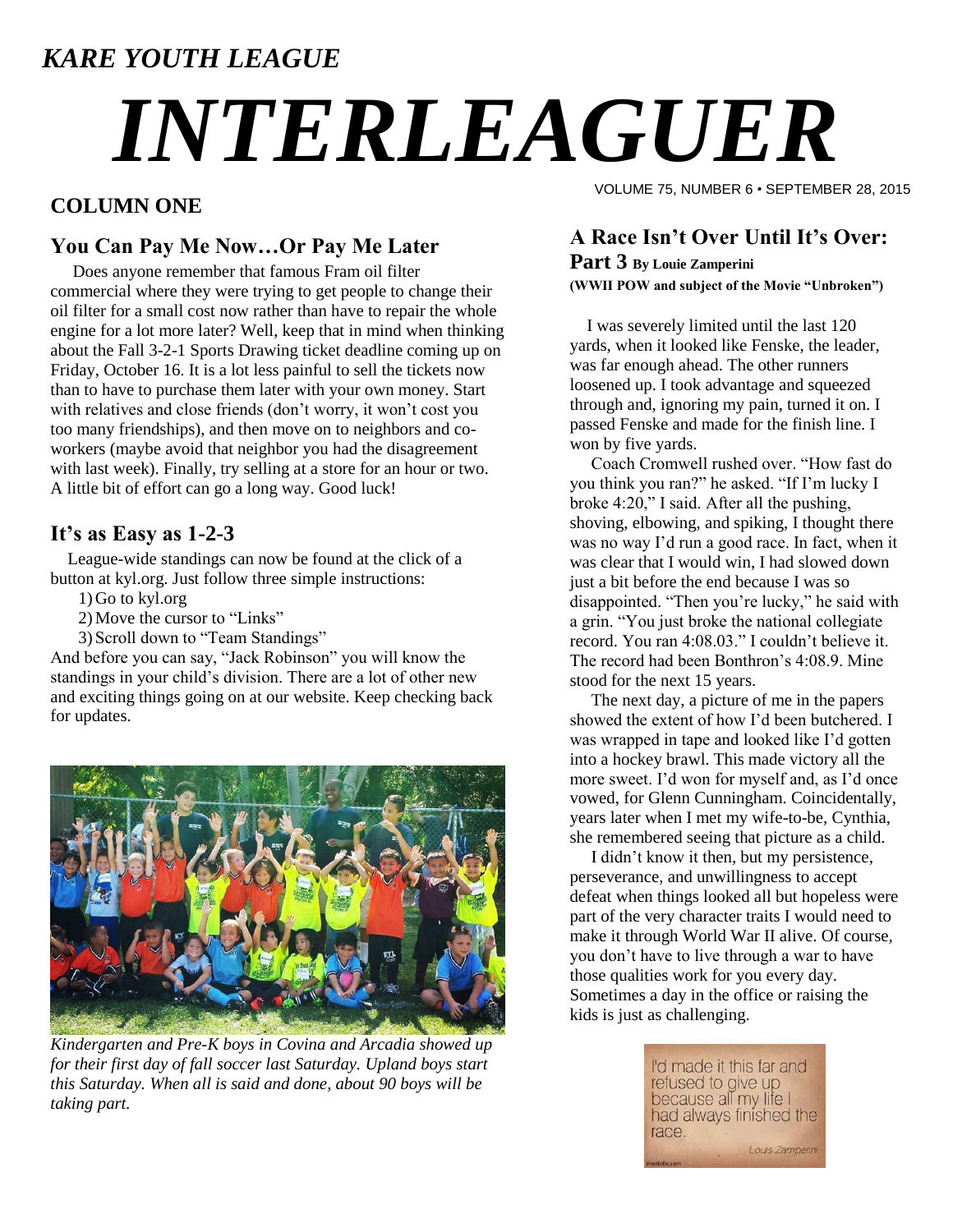*KARE YOUTH LEAGUE*

# *INTERLEAGUER*

VOLUME 75, NUMBER 6 • SEPTEMBER 28, 2015

## COLUMN ONE

### You Can Pay Me Now…Or Pay Me Later

Does anyone remember that famous Fram oil filter commercial where they were trying to get people to change their oil filter for a small cost now rather than have to repair the whole engine for a lot more later? Well, keep that in mind when thinking about the Fall 3-2-1 Sports Drawing ticket deadline coming up on Friday, October 16. It is a lot less painful to sell the tickets now than to have to purchase them later with your own money. Start with relatives and close friends (don't worry, it won't cost you too many friendships), and then move on to neighbors and co-workers (maybe avoid that neighbor you had the disagreement with last week). Finally, try selling at a store for an hour or two. A little bit of effort can go a long way. Good luck!

### It's as Easy as 1-2-3

League-wide standings can now be found at the click of a button at kyl.org. Just follow three simple instructions:

1) Go to kyl.org
2) Move the cursor to "Links"
3) Scroll down to "Team Standings"

And before you can say, "Jack Robinson" you will know the standings in your child's division. There are a lot of other new and exciting things going on at our website. Keep checking back for updates.

*Kindergarten and Pre-K boys in Covina and Arcadia showed up for their first day of fall soccer last Saturday. Upland boys start this Saturday. When all is said and done, about 90 boys will be taking part.*

### A Race Isn't Over Until It's Over: Part 3 By Louie Zamperini

**(WWII POW and subject of the Movie "Unbroken")**

I was severely limited until the last 120 yards, when it looked like Fenske, the leader, was far enough ahead. The other runners loosened up. I took advantage and squeezed through and, ignoring my pain, turned it on. I passed Fenske and made for the finish line. I won by five yards.

Coach Cromwell rushed over. "How fast do you think you ran?" he asked. "If I'm lucky I broke 4:20," I said. After all the pushing, shoving, elbowing, and spiking, I thought there was no way I'd run a good race. In fact, when it was clear that I would win, I had slowed down just a bit before the end because I was so disappointed. "Then you're lucky," he said with a grin. "You just broke the national collegiate record. You ran 4:08.03." I couldn't believe it. The record had been Bonthron's 4:08.9. Mine stood for the next 15 years.

The next day, a picture of me in the papers showed the extent of how I'd been butchered. I was wrapped in tape and looked like I'd gotten into a hockey brawl. This made victory all the more sweet. I'd won for myself and, as I'd once vowed, for Glenn Cunningham. Coincidentally, years later when I met my wife-to-be, Cynthia, she remembered seeing that picture as a child.

I didn't know it then, but my persistence, perseverance, and unwillingness to accept defeat when things looked all but hopeless were part of the very character traits I would need to make it through World War II alive. Of course, you don't have to live through a war to have those qualities work for you every day. Sometimes a day in the office or raising the kids is just as challenging.

I'd made it this far and refused to give up because all my life I had always finished the race.

Louis Zamperini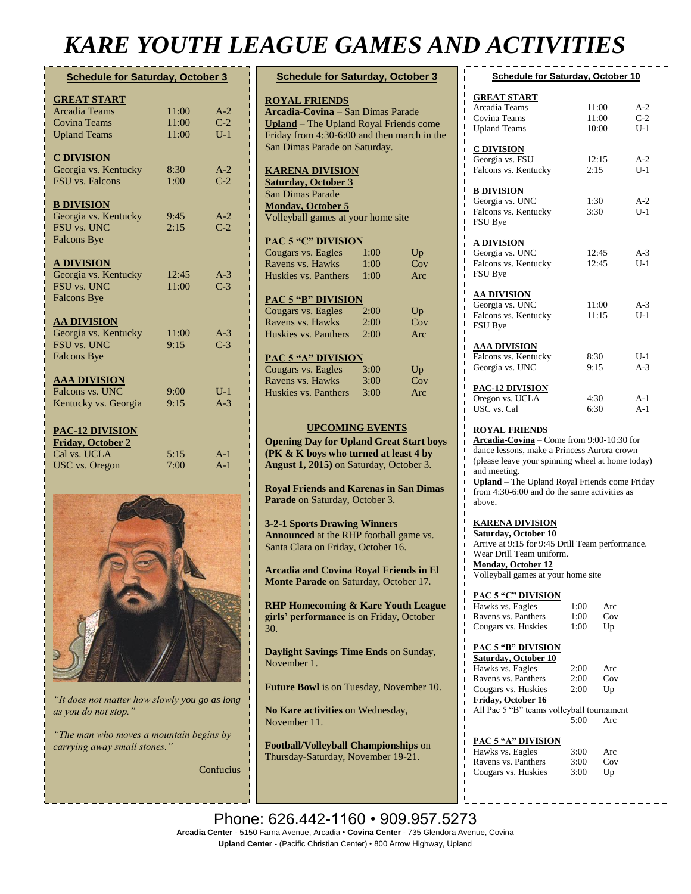# KARE YOUTH LEAGUE GAMES AND ACTIVITIES

## Schedule for Saturday, October 3

**GREAT START**

| | | |
|---|---|---|
| Arcadia Teams | 11:00 | A-2 |
| Covina Teams | 11:00 | C-2 |
| Upland Teams | 11:00 | U-1 |

**C DIVISION**

| | | |
|---|---|---|
| Georgia vs. Kentucky | 8:30 | A-2 |
| FSU vs. Falcons | 1:00 | C-2 |

**B DIVISION**

| | | |
|---|---|---|
| Georgia vs. Kentucky | 9:45 | A-2 |
| FSU vs. UNC | 2:15 | C-2 |
| Falcons Bye | | |

**A DIVISION**

| | | |
|---|---|---|
| Georgia vs. Kentucky | 12:45 | A-3 |
| FSU vs. UNC | 11:00 | C-3 |
| Falcons Bye | | |

**AA DIVISION**

| | | |
|---|---|---|
| Georgia vs. Kentucky | 11:00 | A-3 |
| FSU vs. UNC | 9:15 | C-3 |
| Falcons Bye | | |

**AAA DIVISION**

| | | |
|---|---|---|
| Falcons vs. UNC | 9:00 | U-1 |
| Kentucky vs. Georgia | 9:15 | A-3 |

**PAC-12 DIVISION**

**Friday, October 2**

| | | |
|---|---|---|
| Cal vs. UCLA | 5:15 | A-1 |
| USC vs. Oregon | 7:00 | A-1 |

*"It does not matter how slowly you go as long as you do not stop."*

*"The man who moves a mountain begins by carrying away small stones."*

Confucius

## Schedule for Saturday, October 3

**ROYAL FRIENDS**

**Arcadia-Covina** – San Dimas Parade

**Upland** – The Upland Royal Friends come Friday from 4:30-6:00 and then march in the San Dimas Parade on Saturday.

**KARENA DIVISION**

**Saturday, October 3**

San Dimas Parade

**Monday, October 5**

Volleyball games at your home site

**PAC 5 "C" DIVISION**

| | | |
|---|---|---|
| Cougars vs. Eagles | 1:00 | Up |
| Ravens vs. Hawks | 1:00 | Cov |
| Huskies vs. Panthers | 1:00 | Arc |

**PAC 5 "B" DIVISION**

| | | |
|---|---|---|
| Cougars vs. Eagles | 2:00 | Up |
| Ravens vs. Hawks | 2:00 | Cov |
| Huskies vs. Panthers | 2:00 | Arc |

**PAC 5 "A" DIVISION**

| | | |
|---|---|---|
| Cougars vs. Eagles | 3:00 | Up |
| Ravens vs. Hawks | 3:00 | Cov |
| Huskies vs. Panthers | 3:00 | Arc |

### UPCOMING EVENTS

**Opening Day for Upland Great Start boys (PK & K boys who turned at least 4 by August 1, 2015)** on Saturday, October 3.

**Royal Friends and Karenas in San Dimas Parade** on Saturday, October 3.

**3-2-1 Sports Drawing Winners Announced** at the RHP football game vs. Santa Clara on Friday, October 16.

**Arcadia and Covina Royal Friends in El Monte Parade** on Saturday, October 17.

**RHP Homecoming & Kare Youth League girls' performance** is on Friday, October 30.

**Daylight Savings Time Ends** on Sunday, November 1.

**Future Bowl** is on Tuesday, November 10.

**No Kare activities** on Wednesday, November 11.

**Football/Volleyball Championships** on Thursday-Saturday, November 19-21.

## Schedule for Saturday, October 10

**GREAT START**

| | | |
|---|---|---|
| Arcadia Teams | 11:00 | A-2 |
| Covina Teams | 11:00 | C-2 |
| Upland Teams | 10:00 | U-1 |

**C DIVISION**

| | | |
|---|---|---|
| Georgia vs. FSU | 12:15 | A-2 |
| Falcons vs. Kentucky | 2:15 | U-1 |

**B DIVISION**

| | | |
|---|---|---|
| Georgia vs. UNC | 1:30 | A-2 |
| Falcons vs. Kentucky | 3:30 | U-1 |
| FSU Bye | | |

**A DIVISION**

| | | |
|---|---|---|
| Georgia vs. UNC | 12:45 | A-3 |
| Falcons vs. Kentucky | 12:45 | U-1 |
| FSU Bye | | |

**AA DIVISION**

| | | |
|---|---|---|
| Georgia vs. UNC | 11:00 | A-3 |
| Falcons vs. Kentucky | 11:15 | U-1 |
| FSU Bye | | |

**AAA DIVISION**

| | | |
|---|---|---|
| Falcons vs. Kentucky | 8:30 | U-1 |
| Georgia vs. UNC | 9:15 | A-3 |

**PAC-12 DIVISION**

| | | |
|---|---|---|
| Oregon vs. UCLA | 4:30 | A-1 |
| USC vs. Cal | 6:30 | A-1 |

**ROYAL FRIENDS**

**Arcadia-Covina** – Come from 9:00-10:30 for dance lessons, make a Princess Aurora crown (please leave your spinning wheel at home today) and meeting.

**Upland** – The Upland Royal Friends come Friday from 4:30-6:00 and do the same activities as above.

**KARENA DIVISION**

**Saturday, October 10**

Arrive at 9:15 for 9:45 Drill Team performance. Wear Drill Team uniform.

**Monday, October 12**

Volleyball games at your home site

**PAC 5 "C" DIVISION**

| | | |
|---|---|---|
| Hawks vs. Eagles | 1:00 | Arc |
| Ravens vs. Panthers | 1:00 | Cov |
| Cougars vs. Huskies | 1:00 | Up |

**PAC 5 "B" DIVISION**

**Saturday, October 10**

| | | |
|---|---|---|
| Hawks vs. Eagles | 2:00 | Arc |
| Ravens vs. Panthers | 2:00 | Cov |
| Cougars vs. Huskies | 2:00 | Up |

**Friday, October 16**

All Pac 5 "B" teams volleyball tournament 5:00 Arc

**PAC 5 "A" DIVISION**

| | | |
|---|---|---|
| Hawks vs. Eagles | 3:00 | Arc |
| Ravens vs. Panthers | 3:00 | Cov |
| Cougars vs. Huskies | 3:00 | Up |

Phone: 626.442-1160 • 909.957.5273

**Arcadia Center** - 5150 Farna Avenue, Arcadia • **Covina Center** - 735 Glendora Avenue, Covina

**Upland Center** - (Pacific Christian Center) • 800 Arrow Highway, Upland